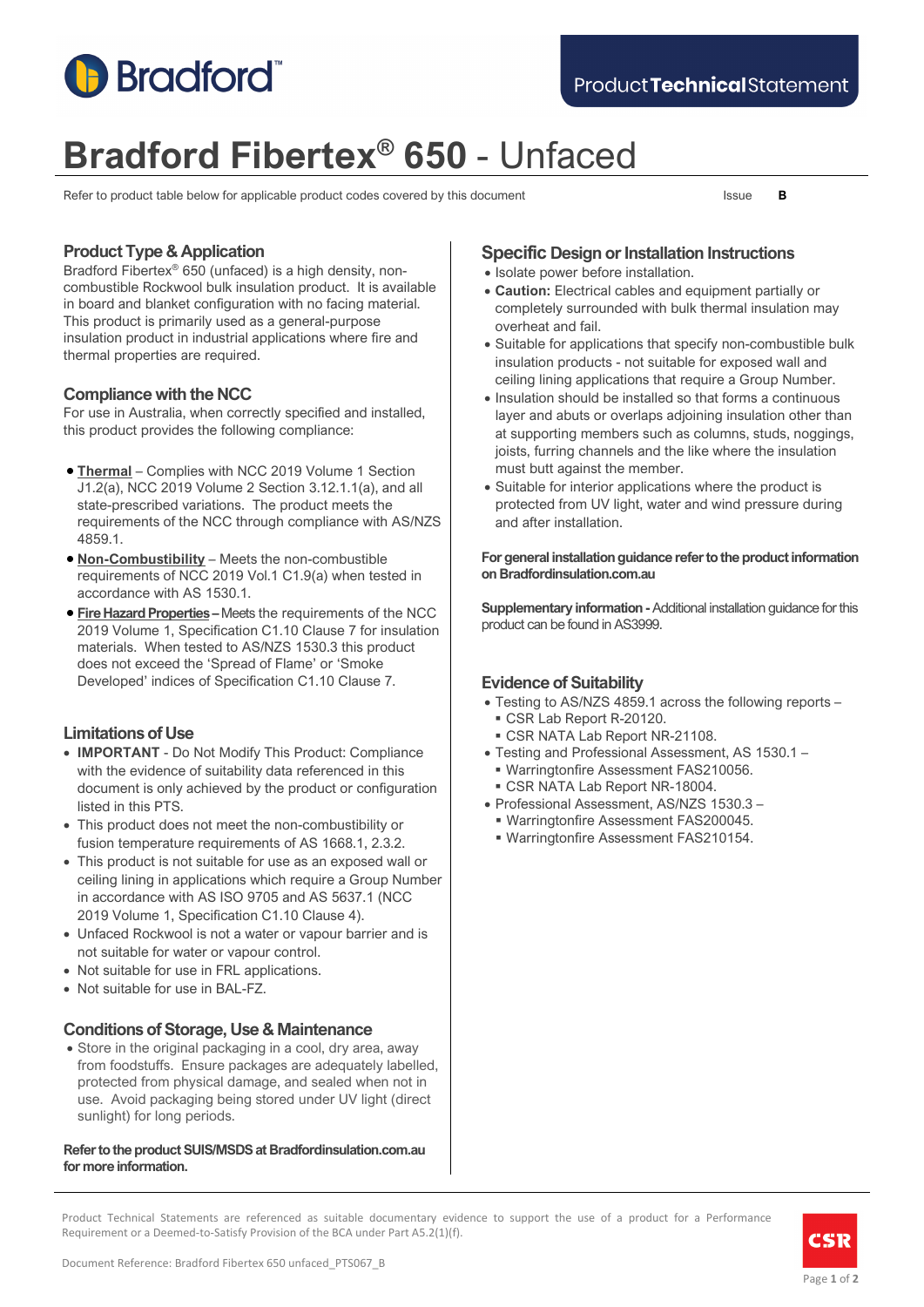# Bradford Fibertex® 650 - Unfaced

Refer to product table below for applicable product codes covered by this document

Issue **B**

## Product Type & Application

Bradford Fibertex® 650 (unfaced) is a high density, non-combustible Rockwool bulk insulation product. It is available in board and blanket configuration with no facing material. This product is primarily used as a general-purpose insulation product in industrial applications where fire and thermal properties are required.

## Compliance with the NCC

For use in Australia, when correctly specified and installed, this product provides the following compliance:

- **Thermal** – Complies with NCC 2019 Volume 1 Section J1.2(a), NCC 2019 Volume 2 Section 3.12.1.1(a), and all state-prescribed variations. The product meets the requirements of the NCC through compliance with AS/NZS 4859.1.
- **Non-Combustibility** – Meets the non-combustible requirements of NCC 2019 Vol.1 C1.9(a) when tested in accordance with AS 1530.1.
- **Fire Hazard Properties** – Meets the requirements of the NCC 2019 Volume 1, Specification C1.10 Clause 7 for insulation materials. When tested to AS/NZS 1530.3 this product does not exceed the 'Spread of Flame' or 'Smoke Developed' indices of Specification C1.10 Clause 7.

## Limitations of Use

- **IMPORTANT** - Do Not Modify This Product: Compliance with the evidence of suitability data referenced in this document is only achieved by the product or configuration listed in this PTS.
- This product does not meet the non-combustibility or fusion temperature requirements of AS 1668.1, 2.3.2.
- This product is not suitable for use as an exposed wall or ceiling lining in applications which require a Group Number in accordance with AS ISO 9705 and AS 5637.1 (NCC 2019 Volume 1, Specification C1.10 Clause 4).
- Unfaced Rockwool is not a water or vapour barrier and is not suitable for water or vapour control.
- Not suitable for use in FRL applications.
- Not suitable for use in BAL-FZ.

## Conditions of Storage, Use & Maintenance

- Store in the original packaging in a cool, dry area, away from foodstuffs. Ensure packages are adequately labelled, protected from physical damage, and sealed when not in use. Avoid packaging being stored under UV light (direct sunlight) for long periods.

**Refer to the product SUIS/MSDS at Bradfordinsulation.com.au for more information.**

## Specific Design or Installation Instructions

- Isolate power before installation.
- **Caution:** Electrical cables and equipment partially or completely surrounded with bulk thermal insulation may overheat and fail.
- Suitable for applications that specify non-combustible bulk insulation products - not suitable for exposed wall and ceiling lining applications that require a Group Number.
- Insulation should be installed so that forms a continuous layer and abuts or overlaps adjoining insulation other than at supporting members such as columns, studs, noggings, joists, furring channels and the like where the insulation must butt against the member.
- Suitable for interior applications where the product is protected from UV light, water and wind pressure during and after installation.

**For general installation guidance refer to the product information on Bradfordinsulation.com.au**

**Supplementary information -** Additional installation guidance for this product can be found in AS3999.

## Evidence of Suitability

- Testing to AS/NZS 4859.1 across the following reports –
  - CSR Lab Report R-20120.
  - CSR NATA Lab Report NR-21108.
- Testing and Professional Assessment, AS 1530.1 –
  - Warringtonfire Assessment FAS210056.
  - CSR NATA Lab Report NR-18004.
- Professional Assessment, AS/NZS 1530.3 –
  - Warringtonfire Assessment FAS200045.
  - Warringtonfire Assessment FAS210154.

Product Technical Statements are referenced as suitable documentary evidence to support the use of a product for a Performance Requirement or a Deemed-to-Satisfy Provision of the BCA under Part A5.2(1)(f).

Document Reference: Bradford Fibertex 650 unfaced_PTS067_B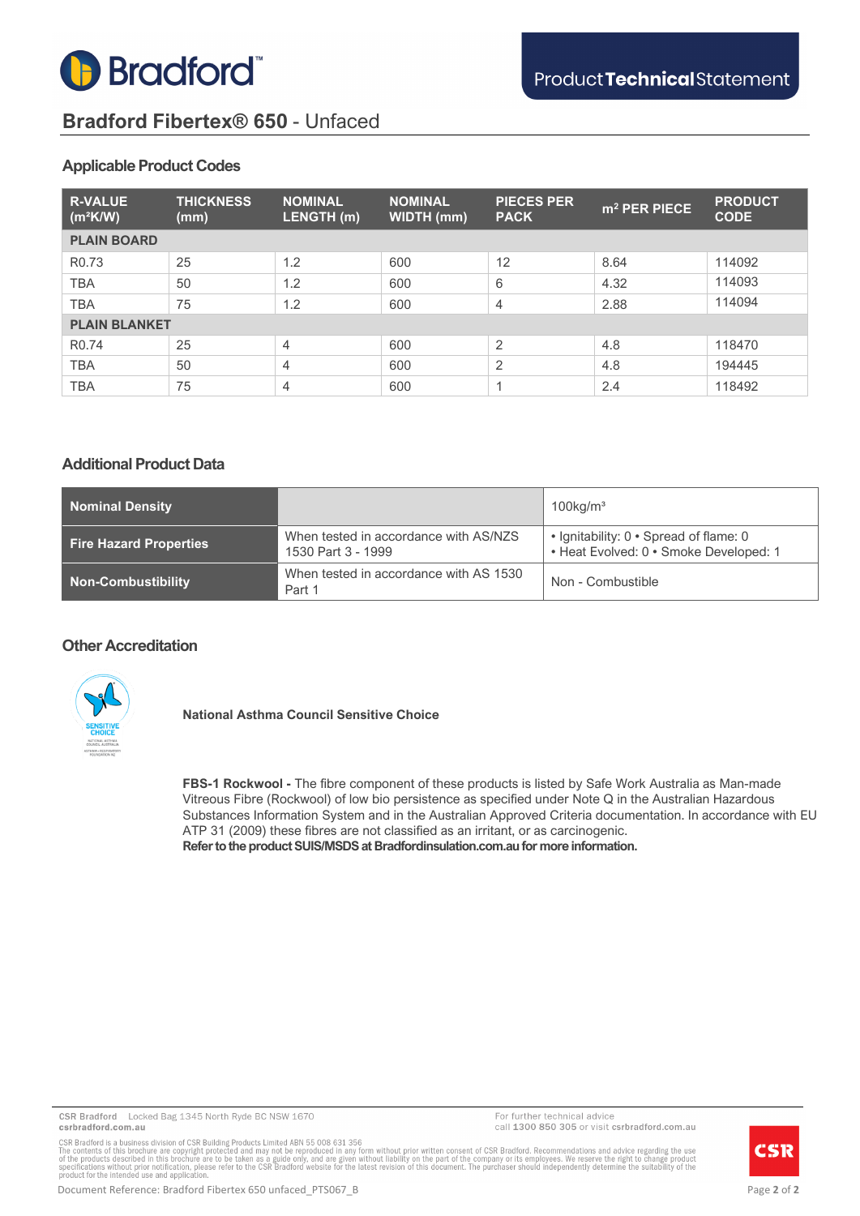# Bradford Fibertex® 650 - Unfaced

ProductTechnicalStatement

## Applicable Product Codes

| R-VALUE ($m^2K/W$) | THICKNESS (mm) | NOMINAL LENGTH (m) | NOMINAL WIDTH (mm) | PIECES PER PACK | $m^2$ PER PIECE | PRODUCT CODE |
|---|---|---|---|---|---|---|
| **PLAIN BOARD** | | | | | | |
| R0.73 | 25 | 1.2 | 600 | 12 | 8.64 | 114092 |
| TBA | 50 | 1.2 | 600 | 6 | 4.32 | 114093 |
| TBA | 75 | 1.2 | 600 | 4 | 2.88 | 114094 |
| **PLAIN BLANKET** | | | | | | |
| R0.74 | 25 | 4 | 600 | 2 | 4.8 | 118470 |
| TBA | 50 | 4 | 600 | 2 | 4.8 | 194445 |
| TBA | 75 | 4 | 600 | 1 | 2.4 | 118492 |

## Additional Product Data

| | | |
|---|---|---|
| **Nominal Density** | | 100kg/m³ |
| **Fire Hazard Properties** | When tested in accordance with AS/NZS 1530 Part 3 - 1999 | • Ignitability: 0 • Spread of flame: 0<br>• Heat Evolved: 0 • Smoke Developed: 1 |
| **Non-Combustibility** | When tested in accordance with AS 1530 Part 1 | Non - Combustible |

## Other Accreditation

**National Asthma Council Sensitive Choice**

**FBS-1 Rockwool -** The fibre component of these products is listed by Safe Work Australia as Man-made Vitreous Fibre (Rockwool) of low bio persistence as specified under Note Q in the Australian Hazardous Substances Information System and in the Australian Approved Criteria documentation. In accordance with EU ATP 31 (2009) these fibres are not classified as an irritant, or as carcinogenic.
**Refer to the product SUIS/MSDS at Bradfordinsulation.com.au for more information.**

CSR Bradford Locked Bag 1345 North Ryde BC NSW 1670
csrbradford.com.au

For further technical advice
call 1300 850 305 or visit csrbradford.com.au

CSR Bradford is a business division of CSR Building Products Limited ABN 55 008 631 356
The contents of this brochure are copyright protected and may not be reproduced in any form without prior written consent of CSR Bradford. Recommendations and advice regarding the use of the products described in this brochure are to be taken as a guide only, and are given without liability on the part of the company or its employees. We reserve the right to change product specifications without prior notification, please refer to the CSR Bradford website for the latest revision of this document. The purchaser should independently determine the suitability of the product for the intended use and application.

Document Reference: Bradford Fibertex 650 unfaced_PTS067_B